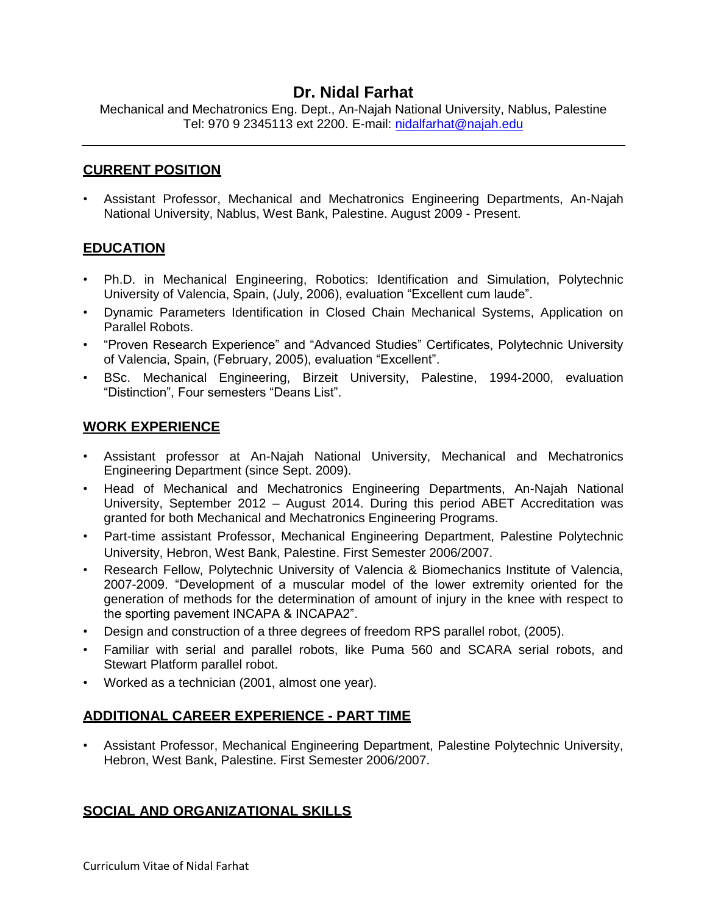# Dr. Nidal Farhat

Mechanical and Mechatronics Eng. Dept., An-Najah National University, Nablus, Palestine
Tel: 970 9 2345113 ext 2200. E-mail: [nidalfarhat@najah.edu](mailto:nidalfarhat@najah.edu)

---

## CURRENT POSITION

- Assistant Professor, Mechanical and Mechatronics Engineering Departments, An-Najah National University, Nablus, West Bank, Palestine. August 2009 - Present.

## EDUCATION

- Ph.D. in Mechanical Engineering, Robotics: Identification and Simulation, Polytechnic University of Valencia, Spain, (July, 2006), evaluation "Excellent cum laude".
- Dynamic Parameters Identification in Closed Chain Mechanical Systems, Application on Parallel Robots.
- "Proven Research Experience" and "Advanced Studies" Certificates, Polytechnic University of Valencia, Spain, (February, 2005), evaluation "Excellent".
- BSc. Mechanical Engineering, Birzeit University, Palestine, 1994-2000, evaluation "Distinction", Four semesters "Deans List".

## WORK EXPERIENCE

- Assistant professor at An-Najah National University, Mechanical and Mechatronics Engineering Department (since Sept. 2009).
- Head of Mechanical and Mechatronics Engineering Departments, An-Najah National University, September 2012 – August 2014. During this period ABET Accreditation was granted for both Mechanical and Mechatronics Engineering Programs.
- Part-time assistant Professor, Mechanical Engineering Department, Palestine Polytechnic University, Hebron, West Bank, Palestine. First Semester 2006/2007.
- Research Fellow, Polytechnic University of Valencia & Biomechanics Institute of Valencia, 2007-2009. "Development of a muscular model of the lower extremity oriented for the generation of methods for the determination of amount of injury in the knee with respect to the sporting pavement INCAPA & INCAPA2".
- Design and construction of a three degrees of freedom RPS parallel robot, (2005).
- Familiar with serial and parallel robots, like Puma 560 and SCARA serial robots, and Stewart Platform parallel robot.
- Worked as a technician (2001, almost one year).

## ADDITIONAL CAREER EXPERIENCE - PART TIME

- Assistant Professor, Mechanical Engineering Department, Palestine Polytechnic University, Hebron, West Bank, Palestine. First Semester 2006/2007.

## SOCIAL AND ORGANIZATIONAL SKILLS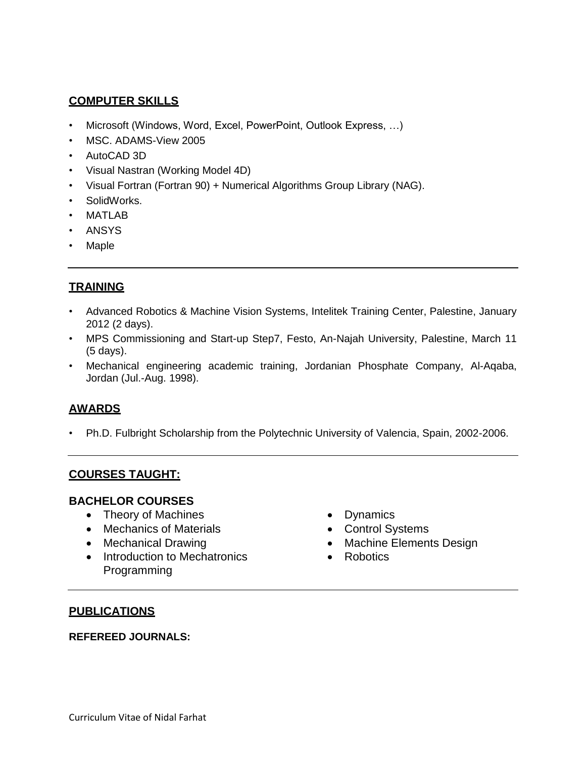## COMPUTER SKILLS

- Microsoft (Windows, Word, Excel, PowerPoint, Outlook Express, …)
- MSC. ADAMS-View 2005
- AutoCAD 3D
- Visual Nastran (Working Model 4D)
- Visual Fortran (Fortran 90) + Numerical Algorithms Group Library (NAG).
- SolidWorks.
- MATLAB
- ANSYS
- Maple

---

## TRAINING

- Advanced Robotics & Machine Vision Systems, Intelitek Training Center, Palestine, January 2012 (2 days).
- MPS Commissioning and Start-up Step7, Festo, An-Najah University, Palestine, March 11 (5 days).
- Mechanical engineering academic training, Jordanian Phosphate Company, Al-Aqaba, Jordan (Jul.-Aug. 1998).

## AWARDS

- Ph.D. Fulbright Scholarship from the Polytechnic University of Valencia, Spain, 2002-2006.

---

## COURSES TAUGHT:

### BACHELOR COURSES

- Theory of Machines
- Mechanics of Materials
- Mechanical Drawing
- Introduction to Mechatronics Programming
- Dynamics
- Control Systems
- Machine Elements Design
- Robotics

---

## PUBLICATIONS

### REFEREED JOURNALS: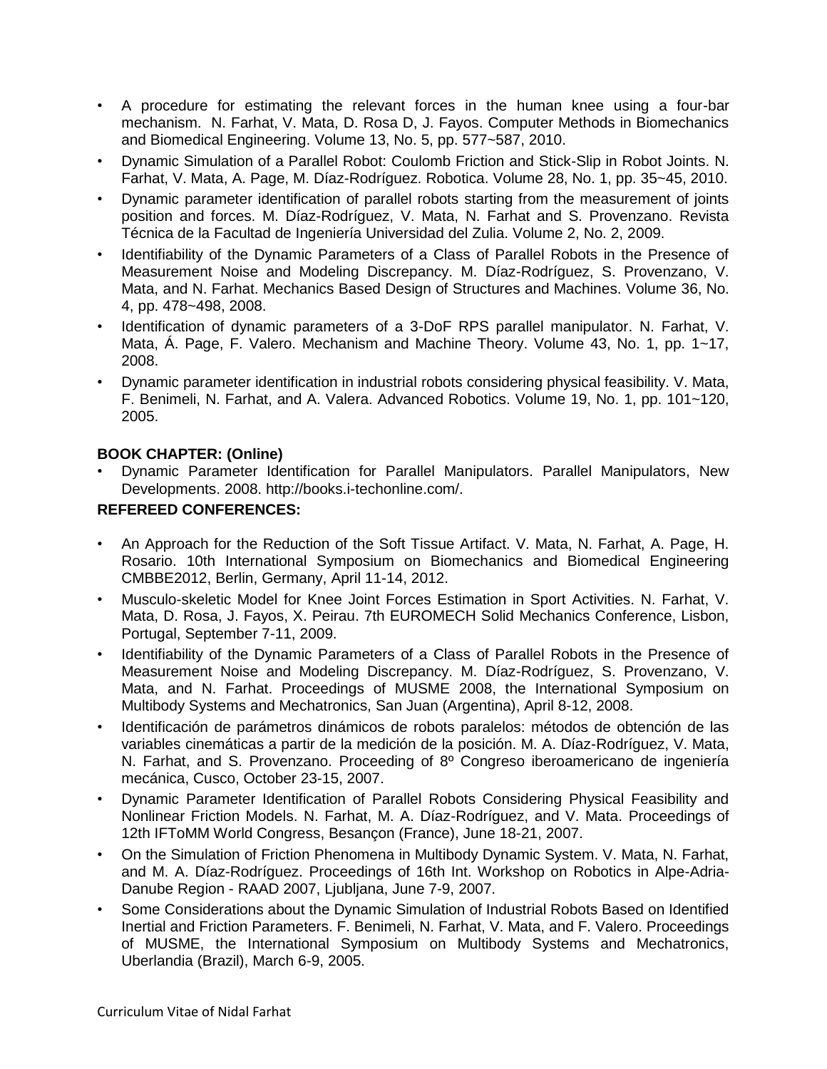- A procedure for estimating the relevant forces in the human knee using a four-bar mechanism. N. Farhat, V. Mata, D. Rosa D, J. Fayos. Computer Methods in Biomechanics and Biomedical Engineering. Volume 13, No. 5, pp. 577~587, 2010.
- Dynamic Simulation of a Parallel Robot: Coulomb Friction and Stick-Slip in Robot Joints. N. Farhat, V. Mata, A. Page, M. Díaz-Rodríguez. Robotica. Volume 28, No. 1, pp. 35~45, 2010.
- Dynamic parameter identification of parallel robots starting from the measurement of joints position and forces. M. Díaz-Rodríguez, V. Mata, N. Farhat and S. Provenzano. Revista Técnica de la Facultad de Ingeniería Universidad del Zulia. Volume 2, No. 2, 2009.
- Identifiability of the Dynamic Parameters of a Class of Parallel Robots in the Presence of Measurement Noise and Modeling Discrepancy. M. Díaz-Rodríguez, S. Provenzano, V. Mata, and N. Farhat. Mechanics Based Design of Structures and Machines. Volume 36, No. 4, pp. 478~498, 2008.
- Identification of dynamic parameters of a 3-DoF RPS parallel manipulator. N. Farhat, V. Mata, Á. Page, F. Valero. Mechanism and Machine Theory. Volume 43, No. 1, pp. 1~17, 2008.
- Dynamic parameter identification in industrial robots considering physical feasibility. V. Mata, F. Benimeli, N. Farhat, and A. Valera. Advanced Robotics. Volume 19, No. 1, pp. 101~120, 2005.

**BOOK CHAPTER: (Online)**

- Dynamic Parameter Identification for Parallel Manipulators. Parallel Manipulators, New Developments. 2008. http://books.i-techonline.com/.

**REFEREED CONFERENCES:**

- An Approach for the Reduction of the Soft Tissue Artifact. V. Mata, N. Farhat, A. Page, H. Rosario. 10th International Symposium on Biomechanics and Biomedical Engineering CMBBE2012, Berlin, Germany, April 11-14, 2012.
- Musculo-skeletic Model for Knee Joint Forces Estimation in Sport Activities. N. Farhat, V. Mata, D. Rosa, J. Fayos, X. Peirau. 7th EUROMECH Solid Mechanics Conference, Lisbon, Portugal, September 7-11, 2009.
- Identifiability of the Dynamic Parameters of a Class of Parallel Robots in the Presence of Measurement Noise and Modeling Discrepancy. M. Díaz-Rodríguez, S. Provenzano, V. Mata, and N. Farhat. Proceedings of MUSME 2008, the International Symposium on Multibody Systems and Mechatronics, San Juan (Argentina), April 8-12, 2008.
- Identificación de parámetros dinámicos de robots paralelos: métodos de obtención de las variables cinemáticas a partir de la medición de la posición. M. A. Díaz-Rodríguez, V. Mata, N. Farhat, and S. Provenzano. Proceeding of 8º Congreso iberoamericano de ingeniería mecánica, Cusco, October 23-15, 2007.
- Dynamic Parameter Identification of Parallel Robots Considering Physical Feasibility and Nonlinear Friction Models. N. Farhat, M. A. Díaz-Rodríguez, and V. Mata. Proceedings of 12th IFToMM World Congress, Besançon (France), June 18-21, 2007.
- On the Simulation of Friction Phenomena in Multibody Dynamic System. V. Mata, N. Farhat, and M. A. Díaz-Rodríguez. Proceedings of 16th Int. Workshop on Robotics in Alpe-Adria-Danube Region - RAAD 2007, Ljubljana, June 7-9, 2007.
- Some Considerations about the Dynamic Simulation of Industrial Robots Based on Identified Inertial and Friction Parameters. F. Benimeli, N. Farhat, V. Mata, and F. Valero. Proceedings of MUSME, the International Symposium on Multibody Systems and Mechatronics, Uberlandia (Brazil), March 6-9, 2005.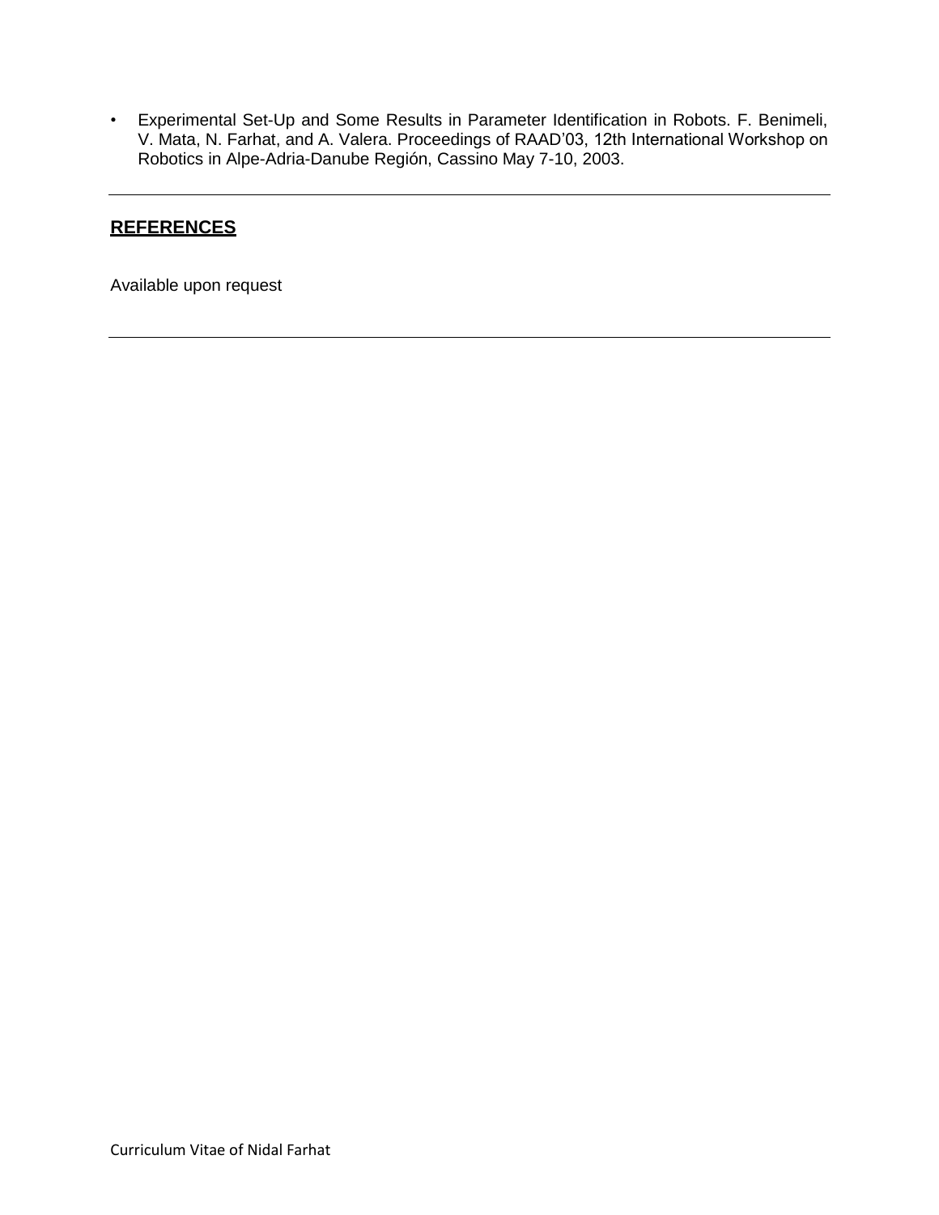- Experimental Set-Up and Some Results in Parameter Identification in Robots. F. Benimeli, V. Mata, N. Farhat, and A. Valera. Proceedings of RAAD'03, 12th International Workshop on Robotics in Alpe-Adria-Danube Región, Cassino May 7-10, 2003.

---

## REFERENCES

Available upon request

---